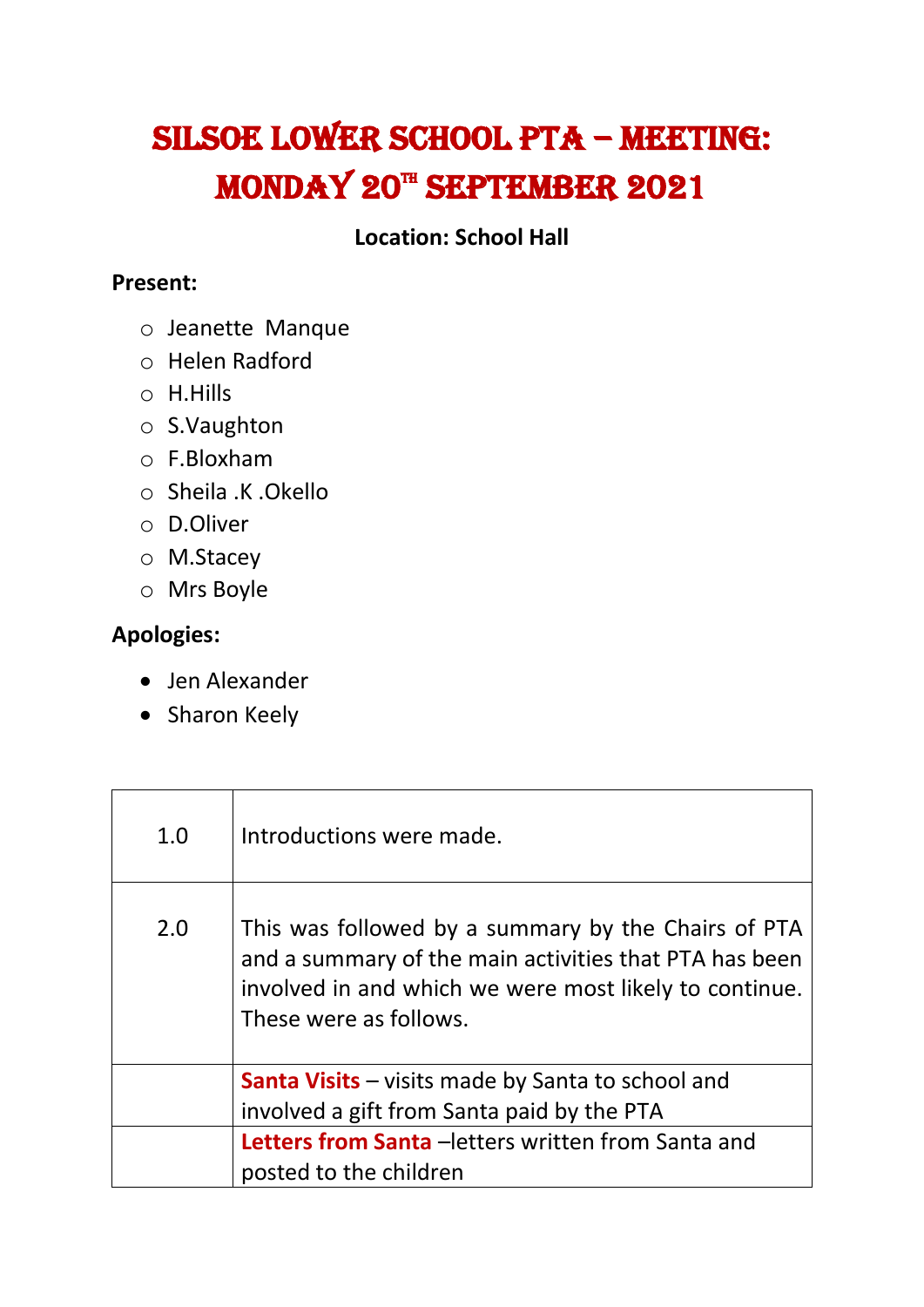# Silsoe Lower School PTA – Meeting: Monday 20th September 2021

**Location: School Hall**

**Present:**

- Jeanette Manque
- Helen Radford
- H.Hills
- S.Vaughton
- F.Bloxham
- Sheila .K .Okello
- D.Oliver
- M.Stacey
- Mrs Boyle

**Apologies:**

- Jen Alexander
- Sharon Keely

| | |
|---|---|
| 1.0 | Introductions were made. |
| 2.0 | This was followed by a summary by the Chairs of PTA and a summary of the main activities that PTA has been involved in and which we were most likely to continue. These were as follows. |
| | **Santa Visits** – visits made by Santa to school and involved a gift from Santa paid by the PTA |
| | **Letters from Santa** –letters written from Santa and posted to the children |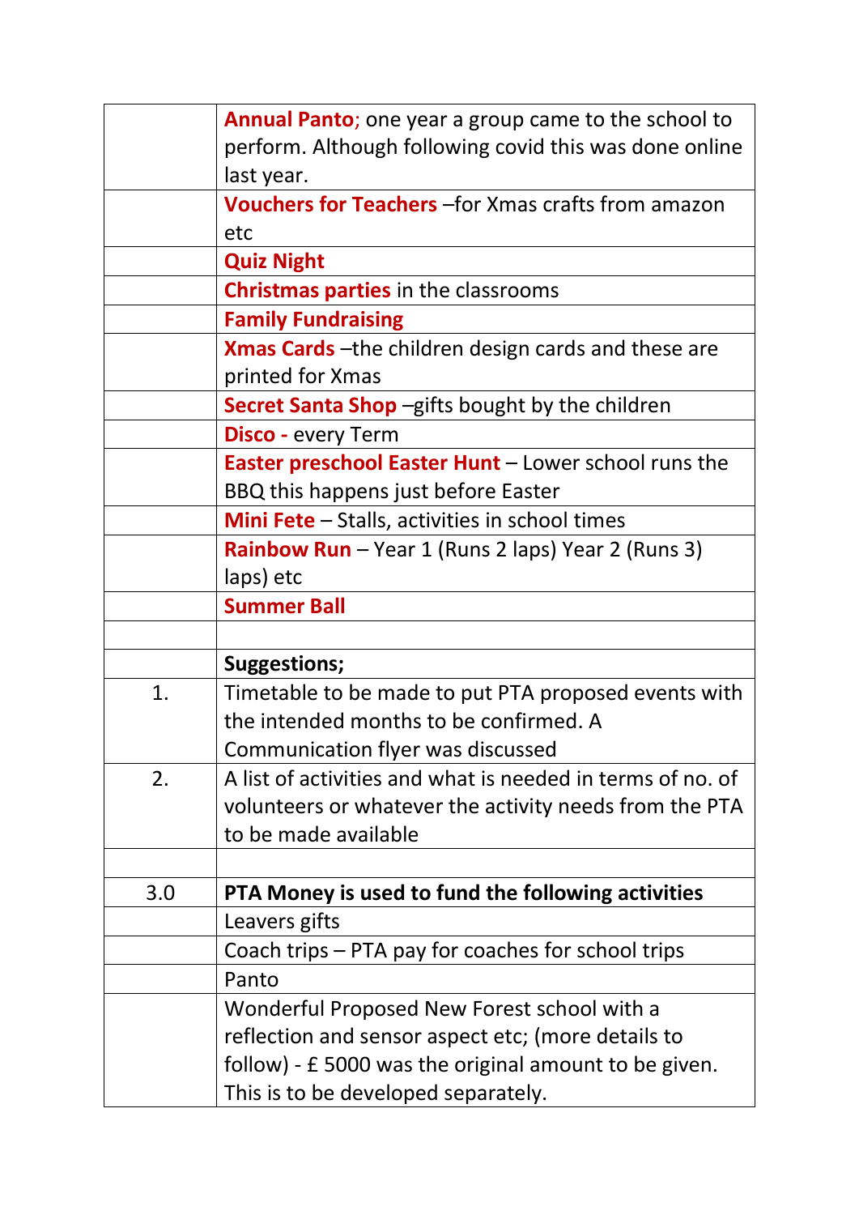| | |
|---|---|
| | **Annual Panto**; one year a group came to the school to perform. Although following covid this was done online last year. |
| | **Vouchers for Teachers** –for Xmas crafts from amazon etc |
| | **Quiz Night** |
| | **Christmas parties** in the classrooms |
| | **Family Fundraising** |
| | **Xmas Cards** –the children design cards and these are printed for Xmas |
| | **Secret Santa Shop** –gifts bought by the children |
| | **Disco -** every Term |
| | **Easter preschool Easter Hunt** – Lower school runs the BBQ this happens just before Easter |
| | **Mini Fete** – Stalls, activities in school times |
| | **Rainbow Run** – Year 1 (Runs 2 laps) Year 2 (Runs 3) laps) etc |
| | **Summer Ball** |
| | |
| | **Suggestions;** |
| 1. | Timetable to be made to put PTA proposed events with the intended months to be confirmed. A Communication flyer was discussed |
| 2. | A list of activities and what is needed in terms of no. of volunteers or whatever the activity needs from the PTA to be made available |
| | |
| 3.0 | **PTA Money is used to fund the following activities** |
| | Leavers gifts |
| | Coach trips – PTA pay for coaches for school trips |
| | Panto |
| | Wonderful Proposed New Forest school with a reflection and sensor aspect etc; (more details to follow) - £ 5000 was the original amount to be given. This is to be developed separately. |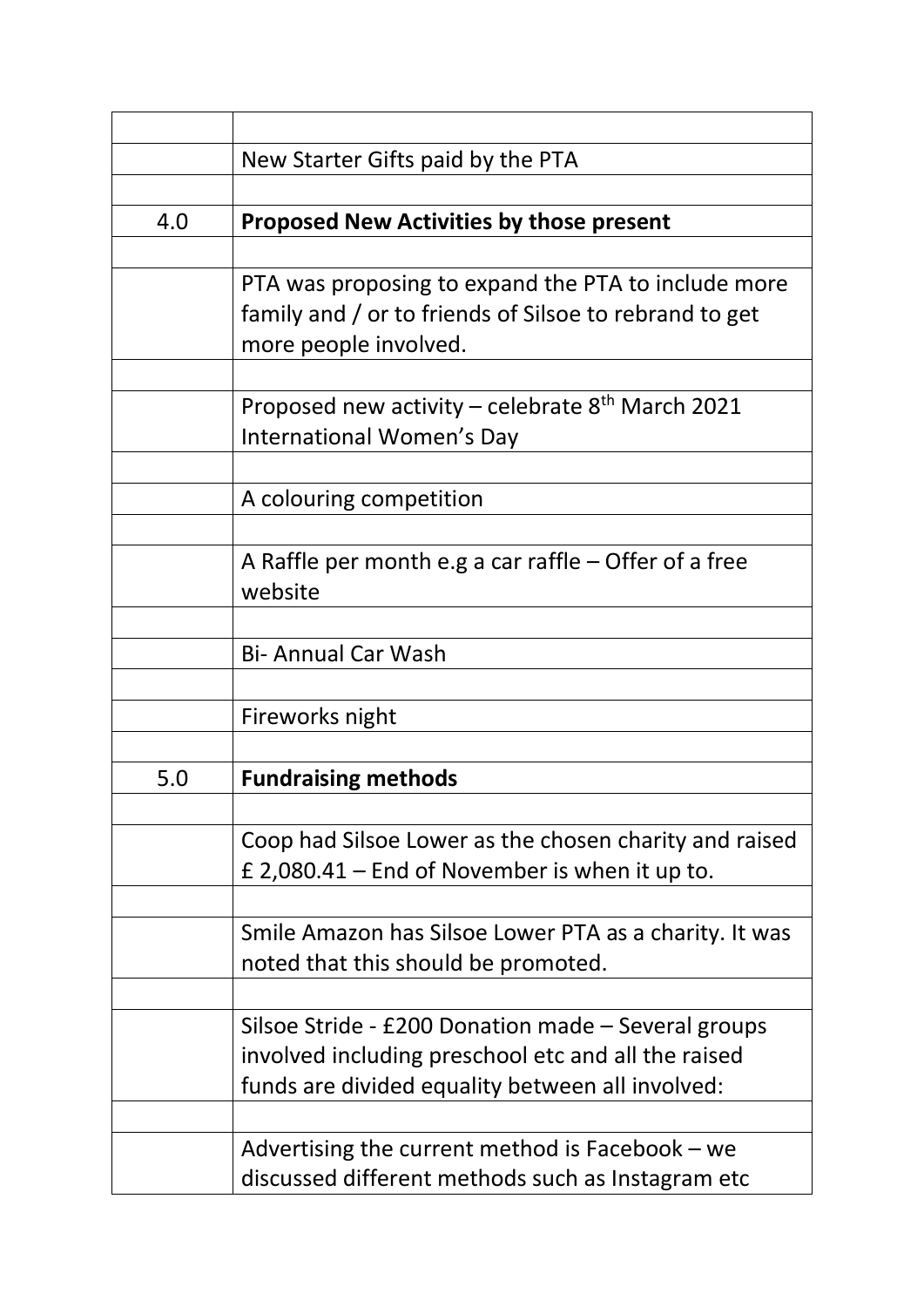| | |
|---|---|
| | New Starter Gifts paid by the PTA |
| | |
| 4.0 | **Proposed New Activities by those present** |
| | |
| | PTA was proposing to expand the PTA to include more family and / or to friends of Silsoe to rebrand to get more people involved. |
| | |
| | Proposed new activity – celebrate 8th March 2021 International Women's Day |
| | |
| | A colouring competition |
| | |
| | A Raffle per month e.g a car raffle – Offer of a free website |
| | |
| | Bi- Annual Car Wash |
| | |
| | Fireworks night |
| | |
| 5.0 | **Fundraising methods** |
| | |
| | Coop had Silsoe Lower as the chosen charity and raised £ 2,080.41 – End of November is when it up to. |
| | |
| | Smile Amazon has Silsoe Lower PTA as a charity. It was noted that this should be promoted. |
| | |
| | Silsoe Stride - £200 Donation made – Several groups involved including preschool etc and all the raised funds are divided equality between all involved: |
| | |
| | Advertising the current method is Facebook – we discussed different methods such as Instagram etc |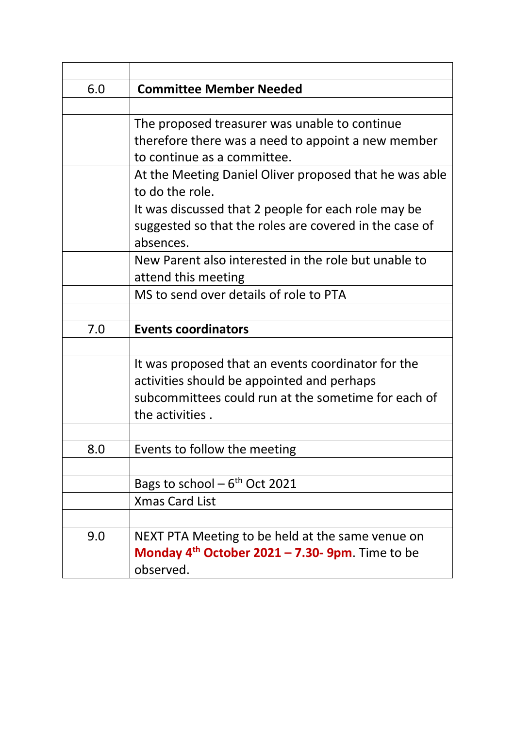| | |
|---|---|
| 6.0 | **Committee Member Needed** |
| | |
| | The proposed treasurer was unable to continue therefore there was a need to appoint a new member to continue as a committee. |
| | At the Meeting Daniel Oliver proposed that he was able to do the role. |
| | It was discussed that 2 people for each role may be suggested so that the roles are covered in the case of absences. |
| | New Parent also interested in the role but unable to attend this meeting |
| | MS to send over details of role to PTA |
| | |
| 7.0 | **Events coordinators** |
| | |
| | It was proposed that an events coordinator for the activities should be appointed and perhaps subcommittees could run at the sometime for each of the activities . |
| | |
| 8.0 | Events to follow the meeting |
| | |
| | Bags to school – 6th Oct 2021 |
| | Xmas Card List |
| | |
| 9.0 | NEXT PTA Meeting to be held at the same venue on **Monday 4th October 2021 – 7.30- 9pm**. Time to be observed. |